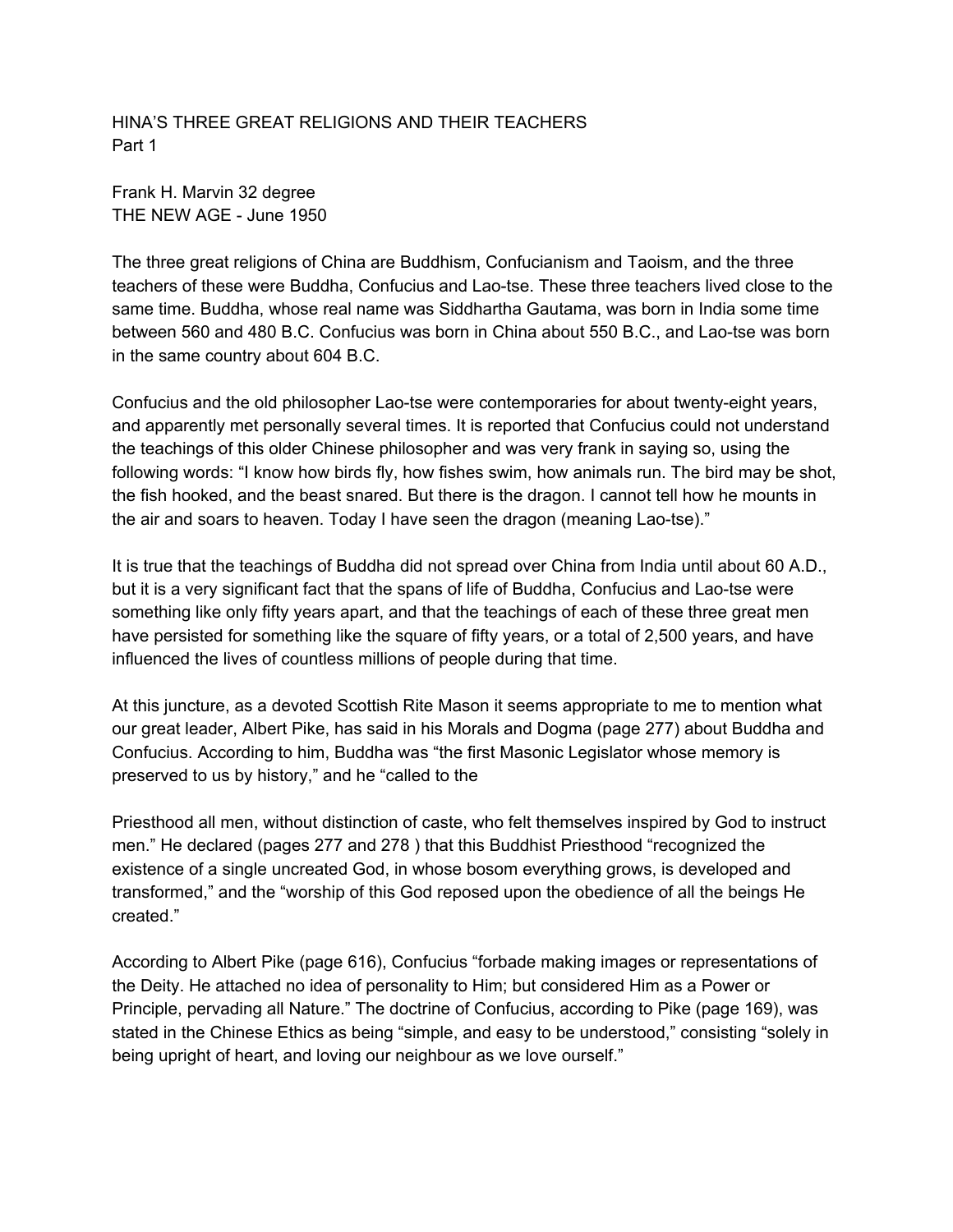# HINA'S THREE GREAT RELIGIONS AND THEIR TEACHERS
Part 1

Frank H. Marvin 32 degree
THE NEW AGE - June 1950

The three great religions of China are Buddhism, Confucianism and Taoism, and the three teachers of these were Buddha, Confucius and Lao-tse. These three teachers lived close to the same time. Buddha, whose real name was Siddhartha Gautama, was born in India some time between 560 and 480 B.C. Confucius was born in China about 550 B.C., and Lao-tse was born in the same country about 604 B.C.

Confucius and the old philosopher Lao-tse were contemporaries for about twenty-eight years, and apparently met personally several times. It is reported that Confucius could not understand the teachings of this older Chinese philosopher and was very frank in saying so, using the following words: "I know how birds fly, how fishes swim, how animals run. The bird may be shot, the fish hooked, and the beast snared. But there is the dragon. I cannot tell how he mounts in the air and soars to heaven. Today I have seen the dragon (meaning Lao-tse)."

It is true that the teachings of Buddha did not spread over China from India until about 60 A.D., but it is a very significant fact that the spans of life of Buddha, Confucius and Lao-tse were something like only fifty years apart, and that the teachings of each of these three great men have persisted for something like the square of fifty years, or a total of 2,500 years, and have influenced the lives of countless millions of people during that time.

At this juncture, as a devoted Scottish Rite Mason it seems appropriate to me to mention what our great leader, Albert Pike, has said in his Morals and Dogma (page 277) about Buddha and Confucius. According to him, Buddha was "the first Masonic Legislator whose memory is preserved to us by history," and he "called to the Priesthood all men, without distinction of caste, who felt themselves inspired by God to instruct men." He declared (pages 277 and 278 ) that this Buddhist Priesthood "recognized the existence of a single uncreated God, in whose bosom everything grows, is developed and transformed," and the "worship of this God reposed upon the obedience of all the beings He created."

According to Albert Pike (page 616), Confucius "forbade making images or representations of the Deity. He attached no idea of personality to Him; but considered Him as a Power or Principle, pervading all Nature." The doctrine of Confucius, according to Pike (page 169), was stated in the Chinese Ethics as being "simple, and easy to be understood," consisting "solely in being upright of heart, and loving our neighbour as we love ourself."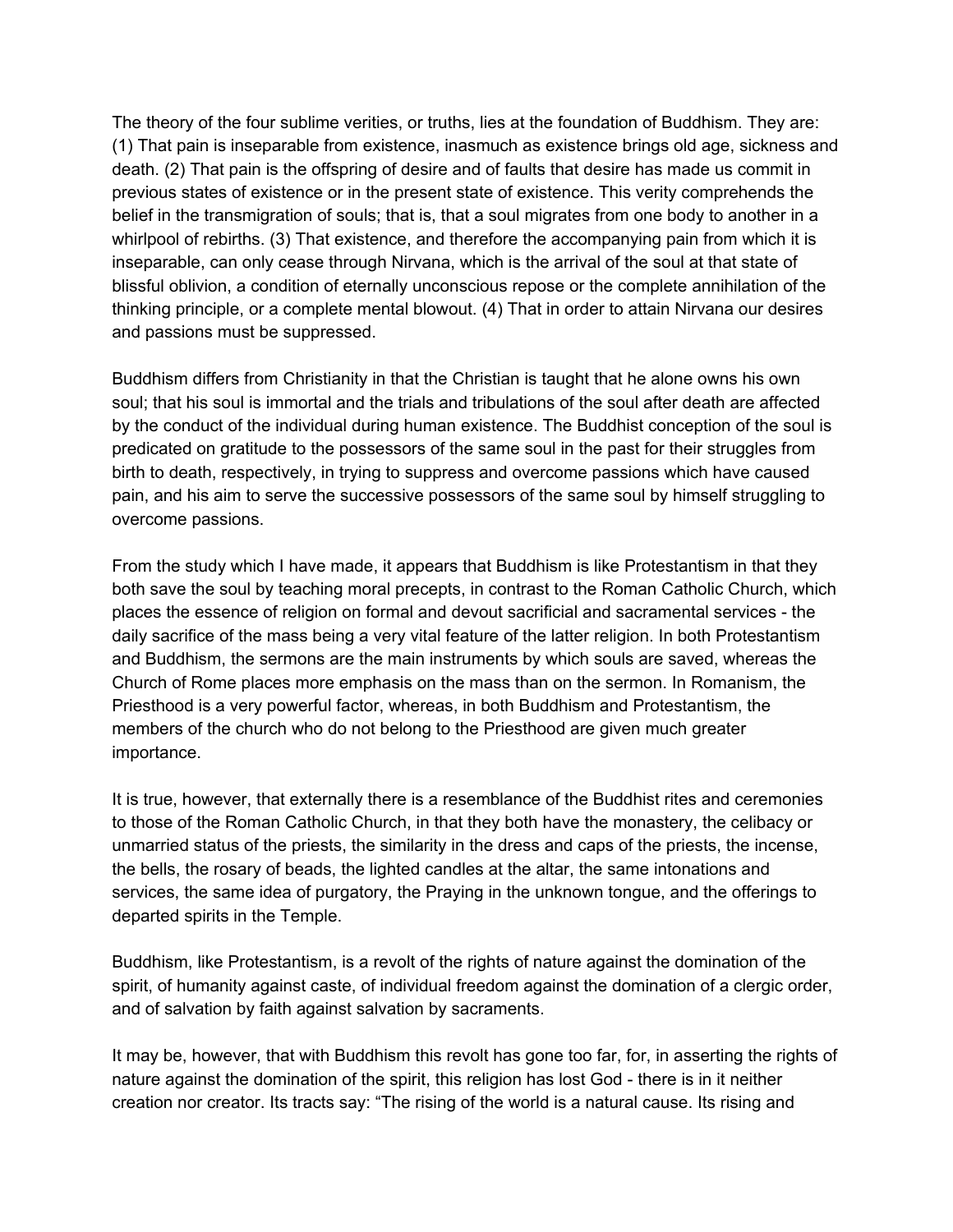The theory of the four sublime verities, or truths, lies at the foundation of Buddhism. They are: (1) That pain is inseparable from existence, inasmuch as existence brings old age, sickness and death. (2) That pain is the offspring of desire and of faults that desire has made us commit in previous states of existence or in the present state of existence. This verity comprehends the belief in the transmigration of souls; that is, that a soul migrates from one body to another in a whirlpool of rebirths. (3) That existence, and therefore the accompanying pain from which it is inseparable, can only cease through Nirvana, which is the arrival of the soul at that state of blissful oblivion, a condition of eternally unconscious repose or the complete annihilation of the thinking principle, or a complete mental blowout. (4) That in order to attain Nirvana our desires and passions must be suppressed.

Buddhism differs from Christianity in that the Christian is taught that he alone owns his own soul; that his soul is immortal and the trials and tribulations of the soul after death are affected by the conduct of the individual during human existence. The Buddhist conception of the soul is predicated on gratitude to the possessors of the same soul in the past for their struggles from birth to death, respectively, in trying to suppress and overcome passions which have caused pain, and his aim to serve the successive possessors of the same soul by himself struggling to overcome passions.

From the study which I have made, it appears that Buddhism is like Protestantism in that they both save the soul by teaching moral precepts, in contrast to the Roman Catholic Church, which places the essence of religion on formal and devout sacrificial and sacramental services - the daily sacrifice of the mass being a very vital feature of the latter religion. In both Protestantism and Buddhism, the sermons are the main instruments by which souls are saved, whereas the Church of Rome places more emphasis on the mass than on the sermon. In Romanism, the Priesthood is a very powerful factor, whereas, in both Buddhism and Protestantism, the members of the church who do not belong to the Priesthood are given much greater importance.

It is true, however, that externally there is a resemblance of the Buddhist rites and ceremonies to those of the Roman Catholic Church, in that they both have the monastery, the celibacy or unmarried status of the priests, the similarity in the dress and caps of the priests, the incense, the bells, the rosary of beads, the lighted candles at the altar, the same intonations and services, the same idea of purgatory, the Praying in the unknown tongue, and the offerings to departed spirits in the Temple.

Buddhism, like Protestantism, is a revolt of the rights of nature against the domination of the spirit, of humanity against caste, of individual freedom against the domination of a clergic order, and of salvation by faith against salvation by sacraments.

It may be, however, that with Buddhism this revolt has gone too far, for, in asserting the rights of nature against the domination of the spirit, this religion has lost God - there is in it neither creation nor creator. Its tracts say: "The rising of the world is a natural cause. Its rising and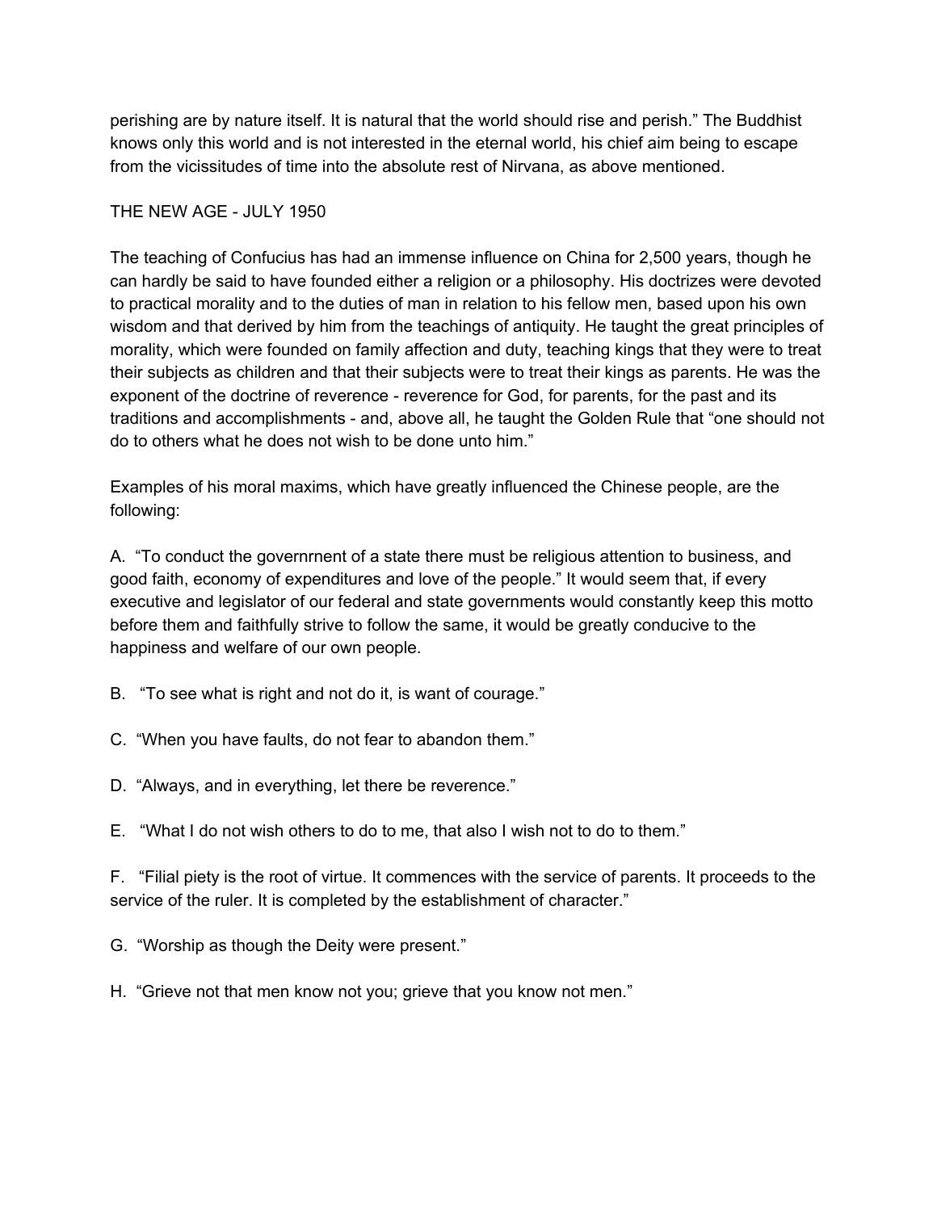perishing are by nature itself. It is natural that the world should rise and perish." The Buddhist knows only this world and is not interested in the eternal world, his chief aim being to escape from the vicissitudes of time into the absolute rest of Nirvana, as above mentioned.

THE NEW AGE - JULY 1950

The teaching of Confucius has had an immense influence on China for 2,500 years, though he can hardly be said to have founded either a religion or a philosophy. His doctrizes were devoted to practical morality and to the duties of man in relation to his fellow men, based upon his own wisdom and that derived by him from the teachings of antiquity. He taught the great principles of morality, which were founded on family affection and duty, teaching kings that they were to treat their subjects as children and that their subjects were to treat their kings as parents. He was the exponent of the doctrine of reverence - reverence for God, for parents, for the past and its traditions and accomplishments - and, above all, he taught the Golden Rule that "one should not do to others what he does not wish to be done unto him."

Examples of his moral maxims, which have greatly influenced the Chinese people, are the following:

A. "To conduct the governrnent of a state there must be religious attention to business, and good faith, economy of expenditures and love of the people." It would seem that, if every executive and legislator of our federal and state governments would constantly keep this motto before them and faithfully strive to follow the same, it would be greatly conducive to the happiness and welfare of our own people.

B. "To see what is right and not do it, is want of courage."

C. "When you have faults, do not fear to abandon them."

D. "Always, and in everything, let there be reverence."

E. "What I do not wish others to do to me, that also I wish not to do to them."

F. "Filial piety is the root of virtue. It commences with the service of parents. It proceeds to the service of the ruler. It is completed by the establishment of character."

G. "Worship as though the Deity were present."

H. "Grieve not that men know not you; grieve that you know not men."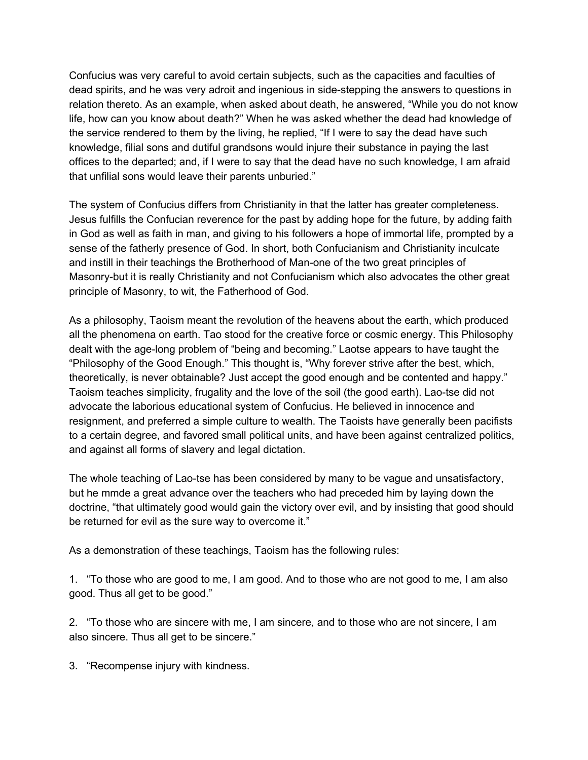Confucius was very careful to avoid certain subjects, such as the capacities and faculties of dead spirits, and he was very adroit and ingenious in side-stepping the answers to questions in relation thereto. As an example, when asked about death, he answered, "While you do not know life, how can you know about death?" When he was asked whether the dead had knowledge of the service rendered to them by the living, he replied, "If I were to say the dead have such knowledge, filial sons and dutiful grandsons would injure their substance in paying the last offices to the departed; and, if I were to say that the dead have no such knowledge, I am afraid that unfilial sons would leave their parents unburied."

The system of Confucius differs from Christianity in that the latter has greater completeness. Jesus fulfills the Confucian reverence for the past by adding hope for the future, by adding faith in God as well as faith in man, and giving to his followers a hope of immortal life, prompted by a sense of the fatherly presence of God. In short, both Confucianism and Christianity inculcate and instill in their teachings the Brotherhood of Man-one of the two great principles of Masonry-but it is really Christianity and not Confucianism which also advocates the other great principle of Masonry, to wit, the Fatherhood of God.

As a philosophy, Taoism meant the revolution of the heavens about the earth, which produced all the phenomena on earth. Tao stood for the creative force or cosmic energy. This Philosophy dealt with the age-long problem of "being and becoming." Laotse appears to have taught the "Philosophy of the Good Enough." This thought is, "Why forever strive after the best, which, theoretically, is never obtainable? Just accept the good enough and be contented and happy." Taoism teaches simplicity, frugality and the love of the soil (the good earth). Lao-tse did not advocate the laborious educational system of Confucius. He believed in innocence and resignment, and preferred a simple culture to wealth. The Taoists have generally been pacifists to a certain degree, and favored small political units, and have been against centralized politics, and against all forms of slavery and legal dictation.

The whole teaching of Lao-tse has been considered by many to be vague and unsatisfactory, but he mmde a great advance over the teachers who had preceded him by laying down the doctrine, "that ultimately good would gain the victory over evil, and by insisting that good should be returned for evil as the sure way to overcome it."

As a demonstration of these teachings, Taoism has the following rules:

1. "To those who are good to me, I am good. And to those who are not good to me, I am also good. Thus all get to be good."

2. "To those who are sincere with me, I am sincere, and to those who are not sincere, I am also sincere. Thus all get to be sincere."

3. "Recompense injury with kindness.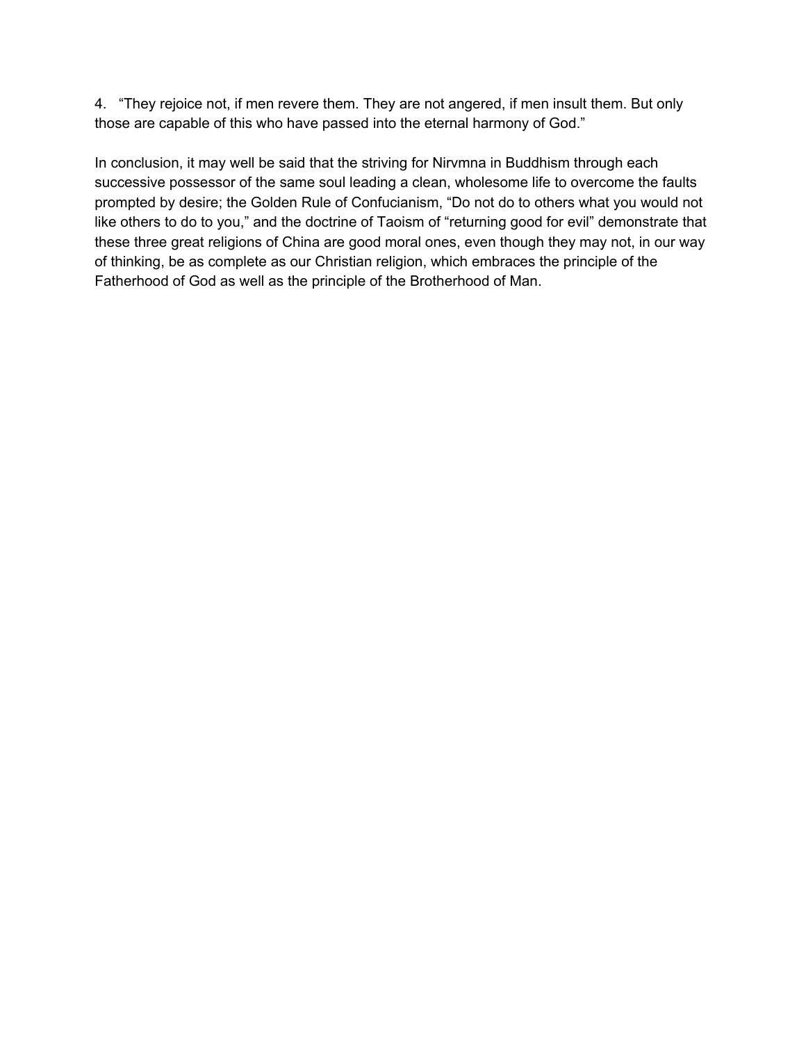4. “They rejoice not, if men revere them. They are not angered, if men insult them. But only those are capable of this who have passed into the eternal harmony of God.”

In conclusion, it may well be said that the striving for Nirvmna in Buddhism through each successive possessor of the same soul leading a clean, wholesome life to overcome the faults prompted by desire; the Golden Rule of Confucianism, “Do not do to others what you would not like others to do to you,” and the doctrine of Taoism of “returning good for evil” demonstrate that these three great religions of China are good moral ones, even though they may not, in our way of thinking, be as complete as our Christian religion, which embraces the principle of the Fatherhood of God as well as the principle of the Brotherhood of Man.